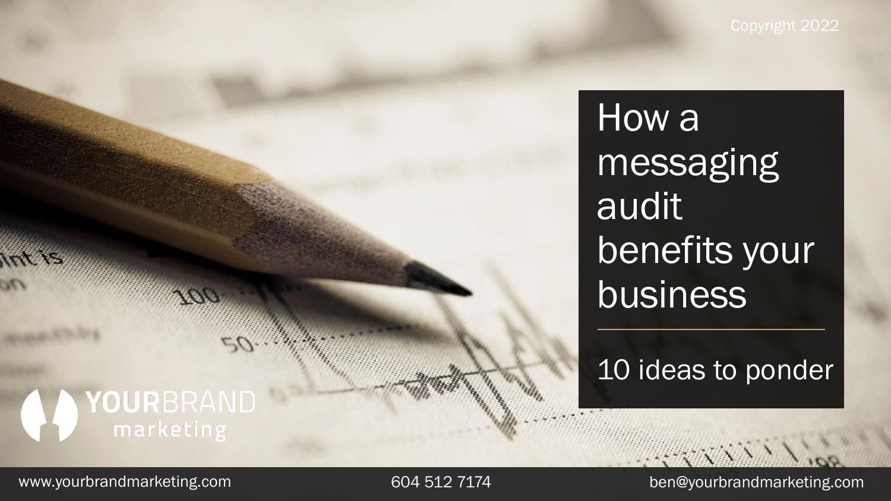Copyright 2022

# How a messaging audit benefits your business

## 10 ideas to ponder

YOURBRAND marketing

www.yourbrandmarketing.com 604 512 7174 ben@yourbrandmarketing.com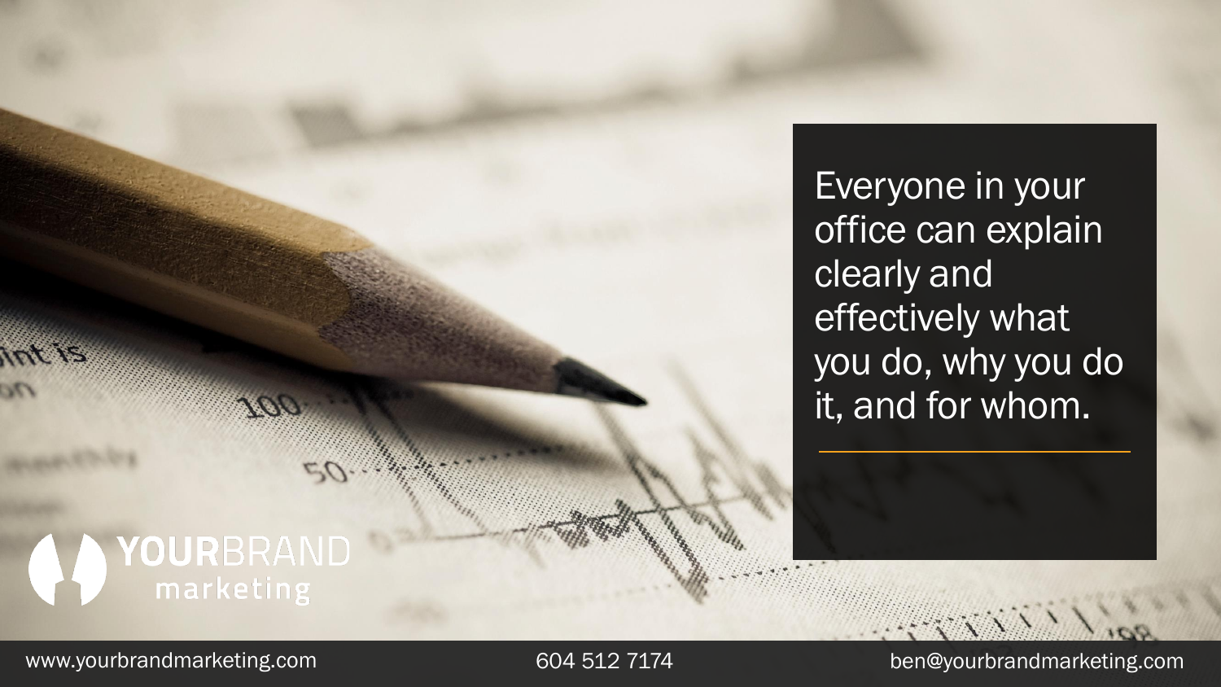Everyone in your office can explain clearly and effectively what you do, why you do it, and for whom.

YOURBRAND marketing

www.yourbrandmarketing.com 604 512 7174 ben@yourbrandmarketing.com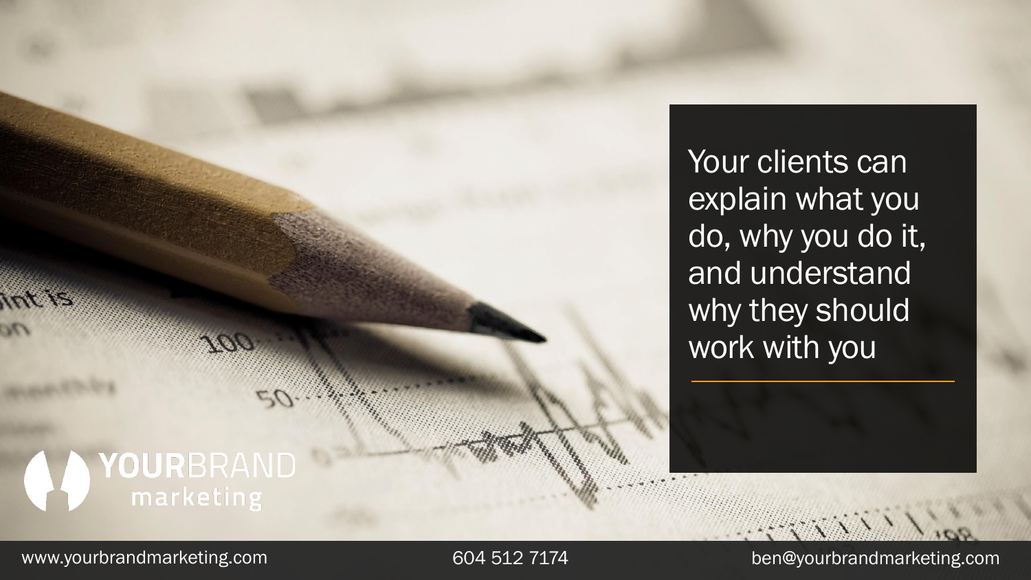Your clients can explain what you do, why you do it, and understand why they should work with you

YOURBRAND marketing

www.yourbrandmarketing.com 604 512 7174 ben@yourbrandmarketing.com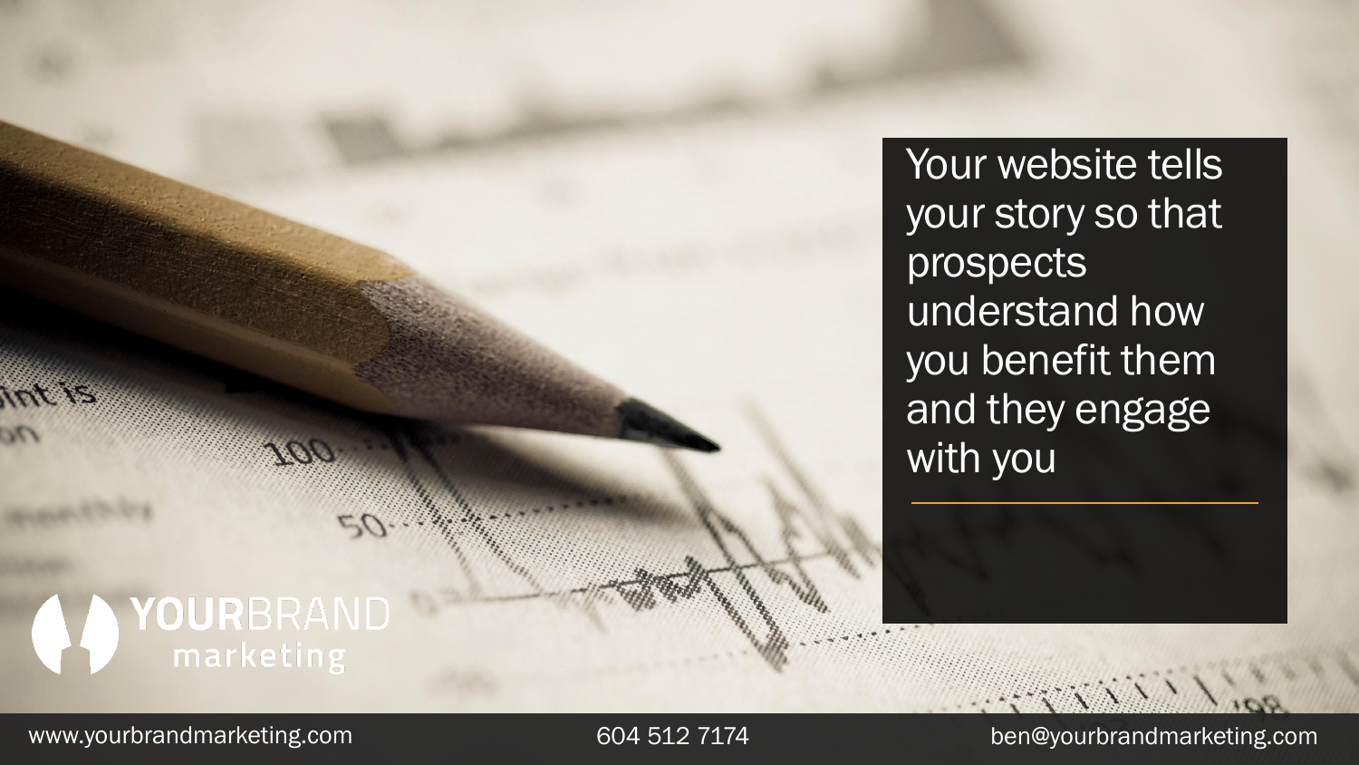Your website tells your story so that prospects understand how you benefit them and they engage with you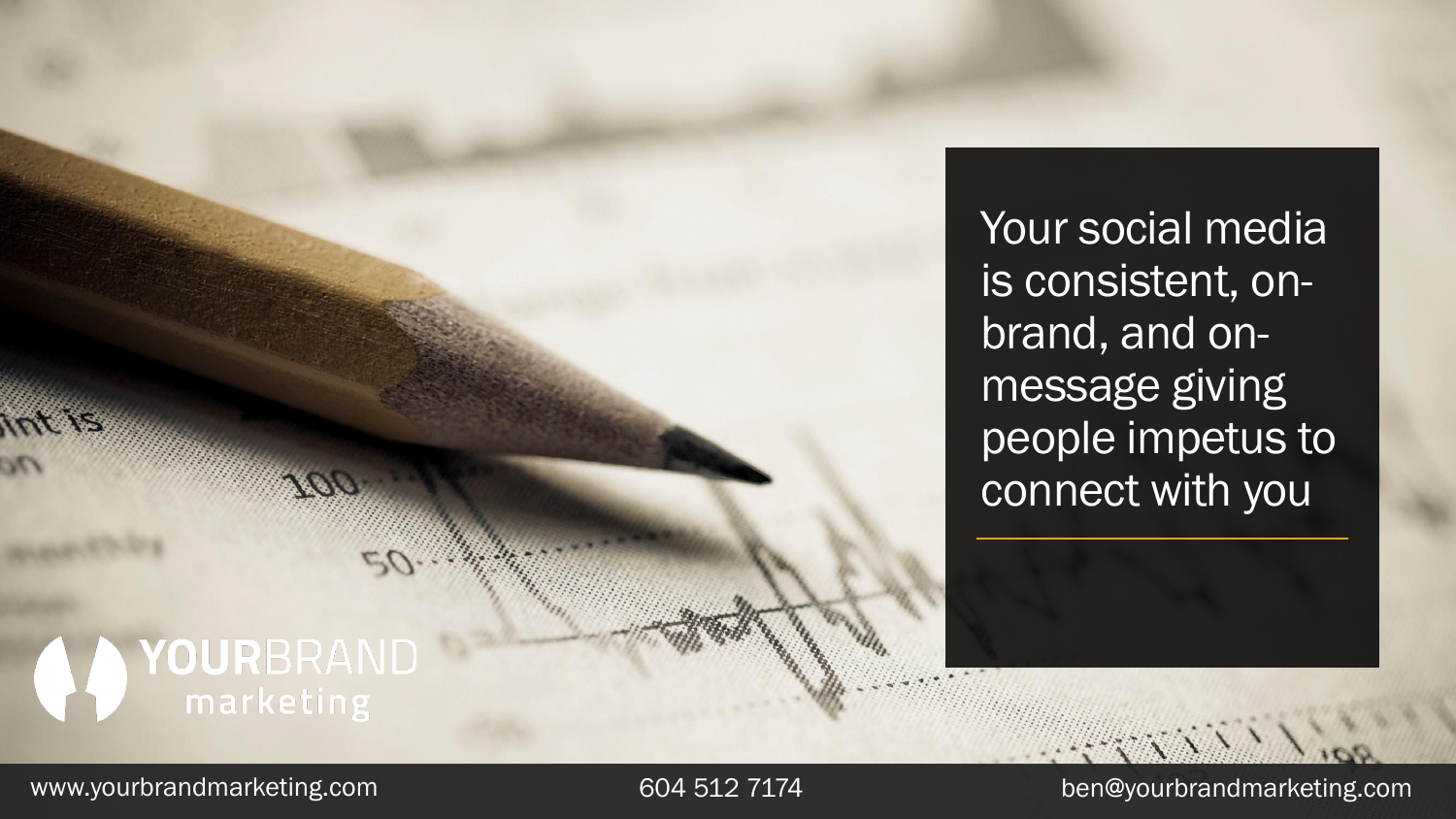Your social media is consistent, on-brand, and on-message giving people impetus to connect with you

YOURBRAND marketing

www.yourbrandmarketing.com 604 512 7174 ben@yourbrandmarketing.com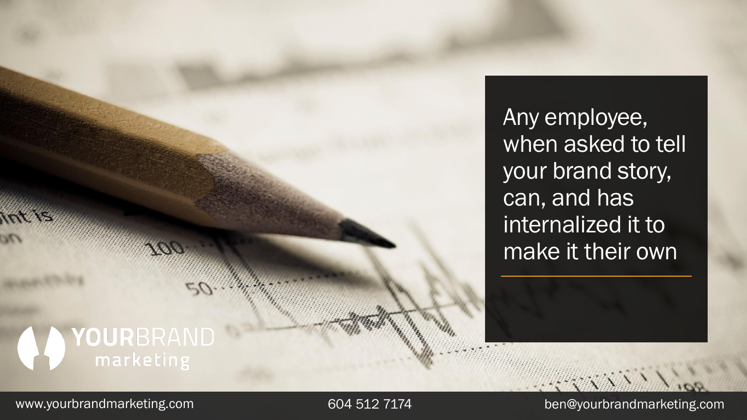Any employee, when asked to tell your brand story, can, and has internalized it to make it their own

YOURBRAND marketing

www.yourbrandmarketing.com 604 512 7174 ben@yourbrandmarketing.com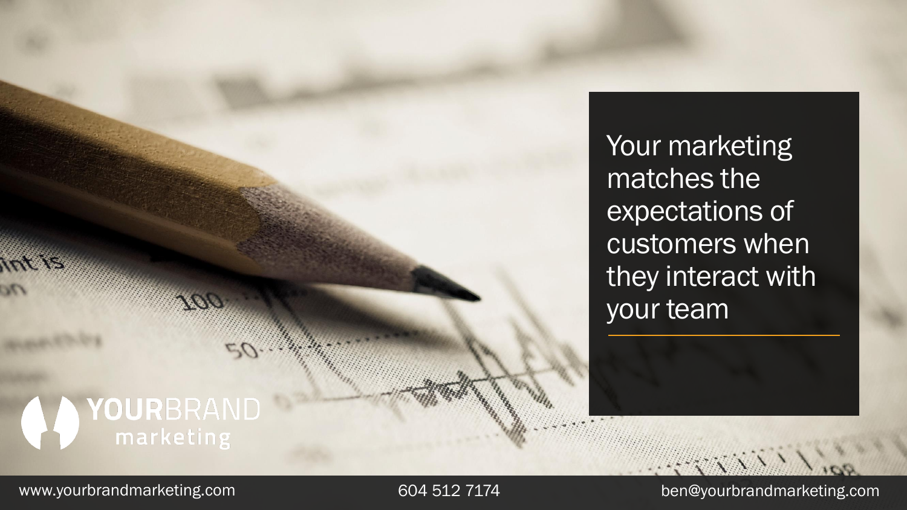Your marketing matches the expectations of customers when they interact with your team

YOURBRAND marketing

www.yourbrandmarketing.com 604 512 7174 ben@yourbrandmarketing.com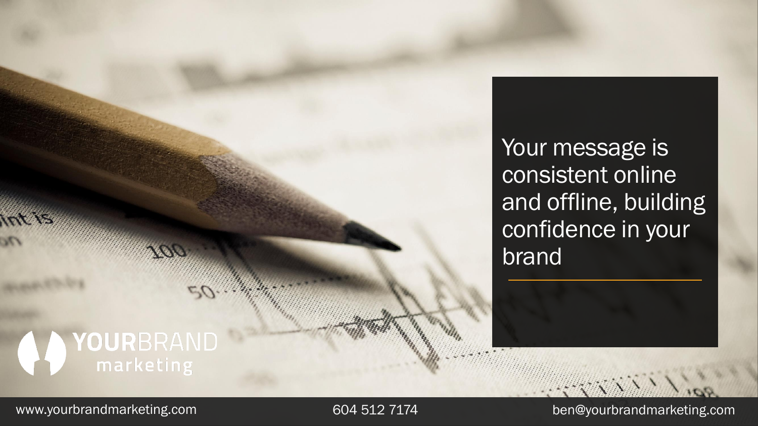Your message is consistent online and offline, building confidence in your brand

YOURBRAND marketing

www.yourbrandmarketing.com 604 512 7174 ben@yourbrandmarketing.com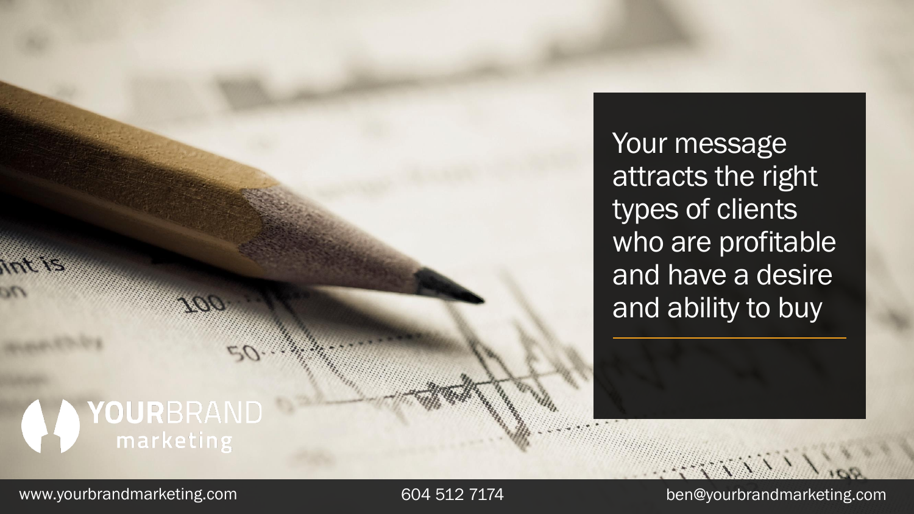Your message attracts the right types of clients who are profitable and have a desire and ability to buy

YOURBRAND marketing

www.yourbrandmarketing.com 604 512 7174 ben@yourbrandmarketing.com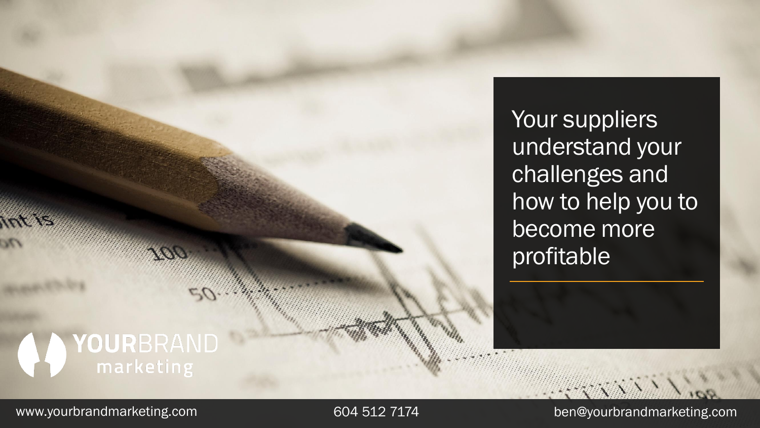Your suppliers understand your challenges and how to help you to become more profitable

YOURBRAND marketing

www.yourbrandmarketing.com 604 512 7174 ben@yourbrandmarketing.com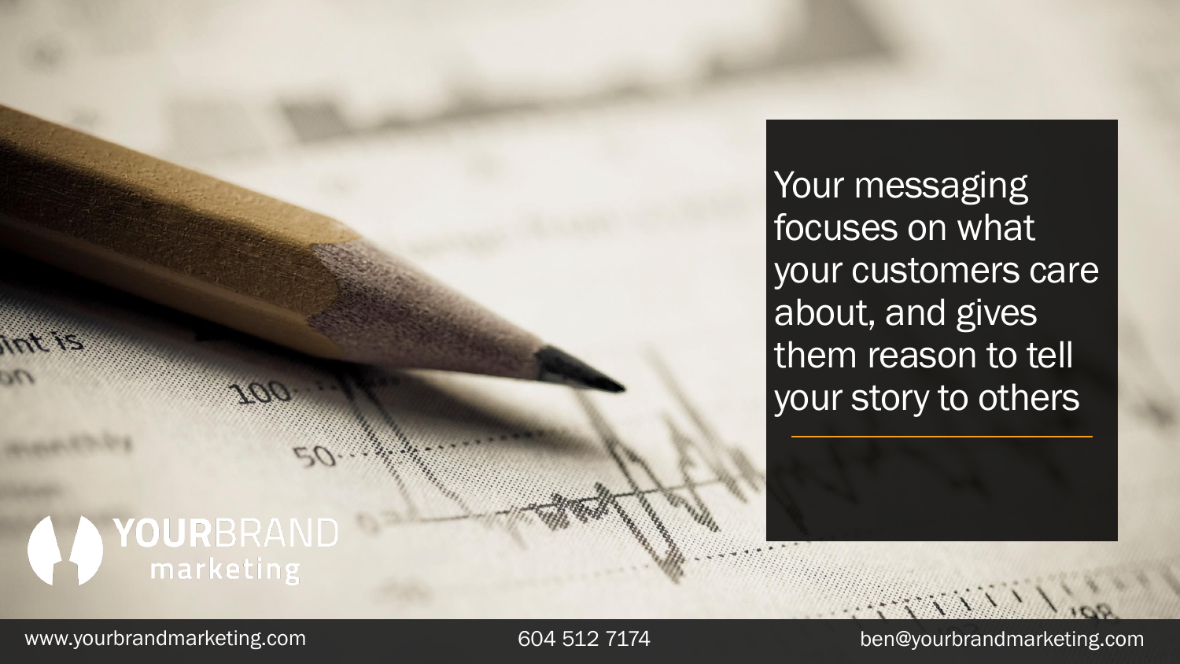Your messaging focuses on what your customers care about, and gives them reason to tell your story to others

YOURBRAND marketing

www.yourbrandmarketing.com 604 512 7174 ben@yourbrandmarketing.com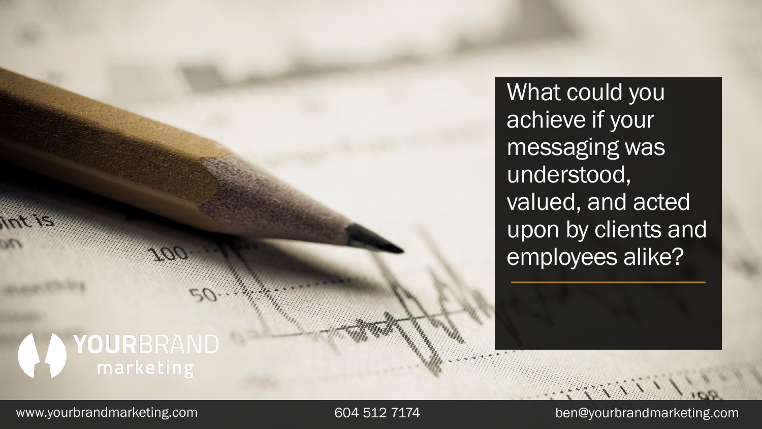What could you achieve if your messaging was understood, valued, and acted upon by clients and employees alike?

**YOUR**BRAND marketing

www.yourbrandmarketing.com

604 512 7174

ben@yourbrandmarketing.com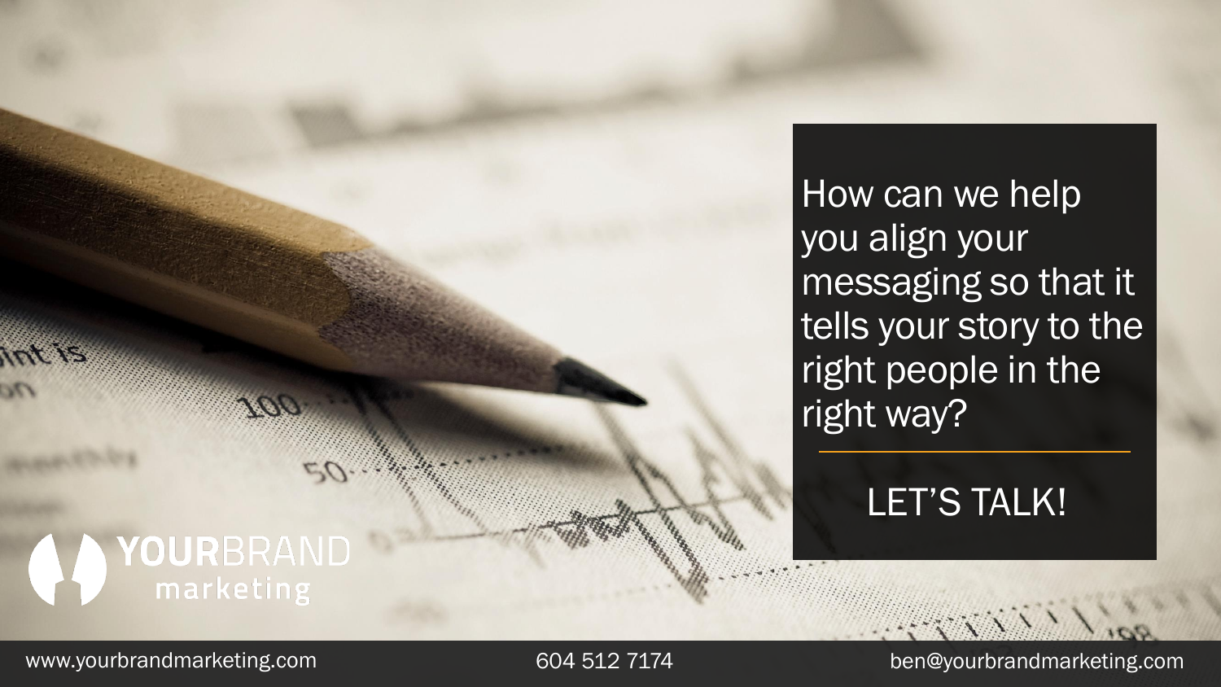How can we help you align your messaging so that it tells your story to the right people in the right way?

LET'S TALK!

YOURBRAND marketing

www.yourbrandmarketing.com

604 512 7174

ben@yourbrandmarketing.com